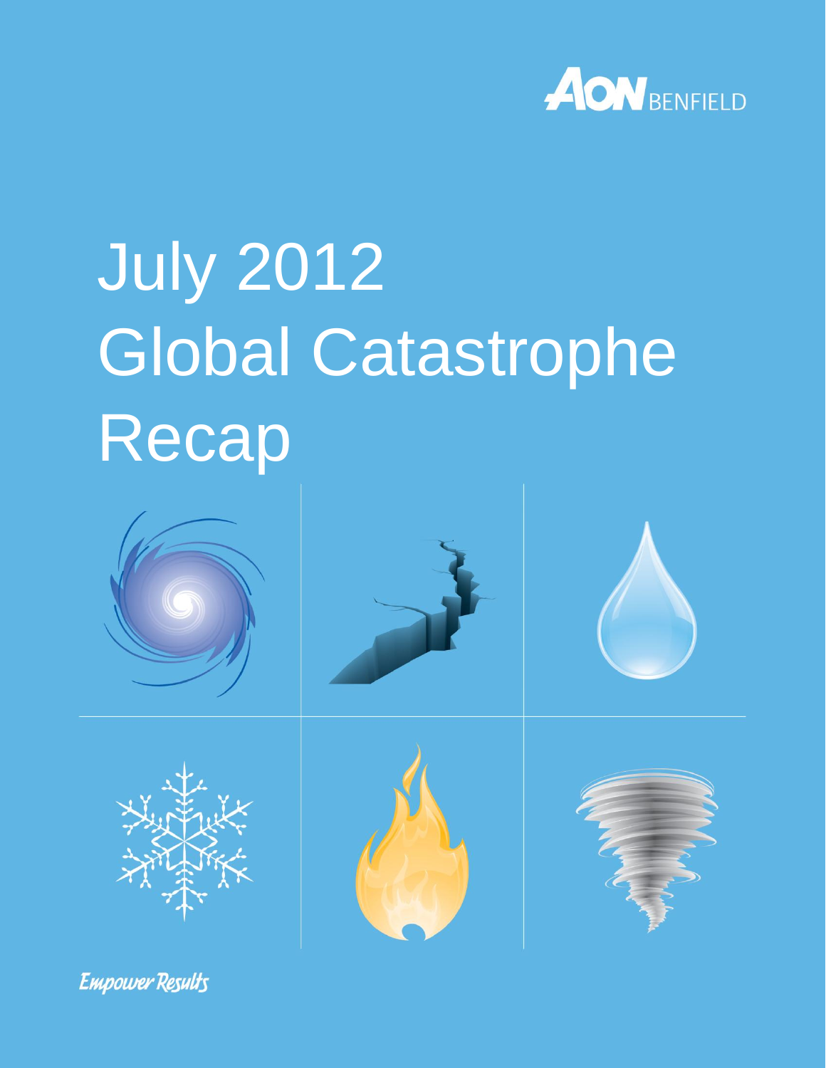AON BENFIELD

# July 2012 Global Catastrophe Recap

*Empower Results*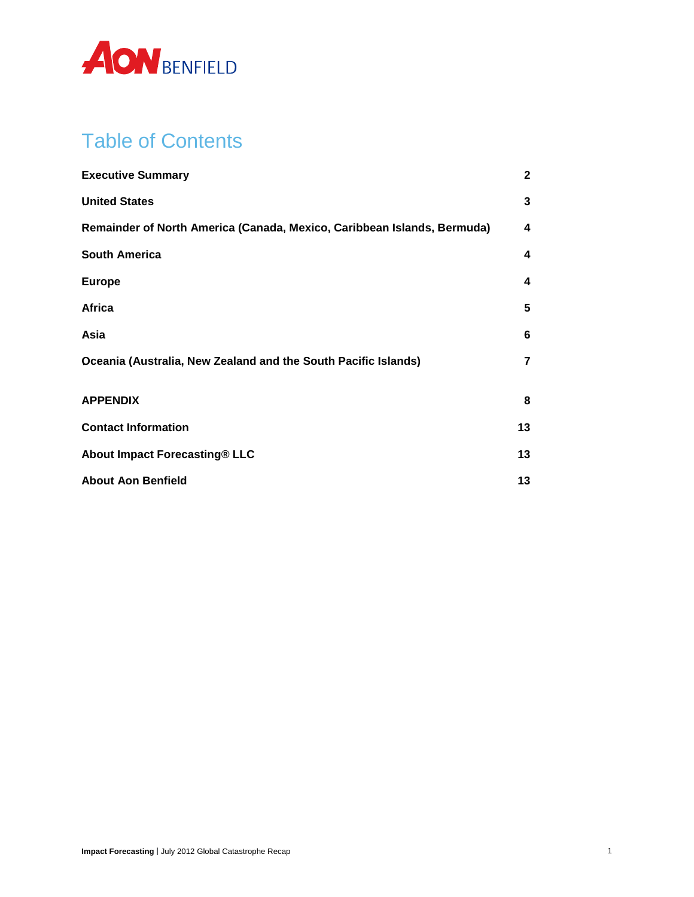AON BENFIELD

# Table of Contents

| | |
|---|---|
| **Executive Summary** | **2** |
| **United States** | **3** |
| **Remainder of North America (Canada, Mexico, Caribbean Islands, Bermuda)** | **4** |
| **South America** | **4** |
| **Europe** | **4** |
| **Africa** | **5** |
| **Asia** | **6** |
| **Oceania (Australia, New Zealand and the South Pacific Islands)** | **7** |
| **APPENDIX** | **8** |
| **Contact Information** | **13** |
| **About Impact Forecasting® LLC** | **13** |
| **About Aon Benfield** | **13** |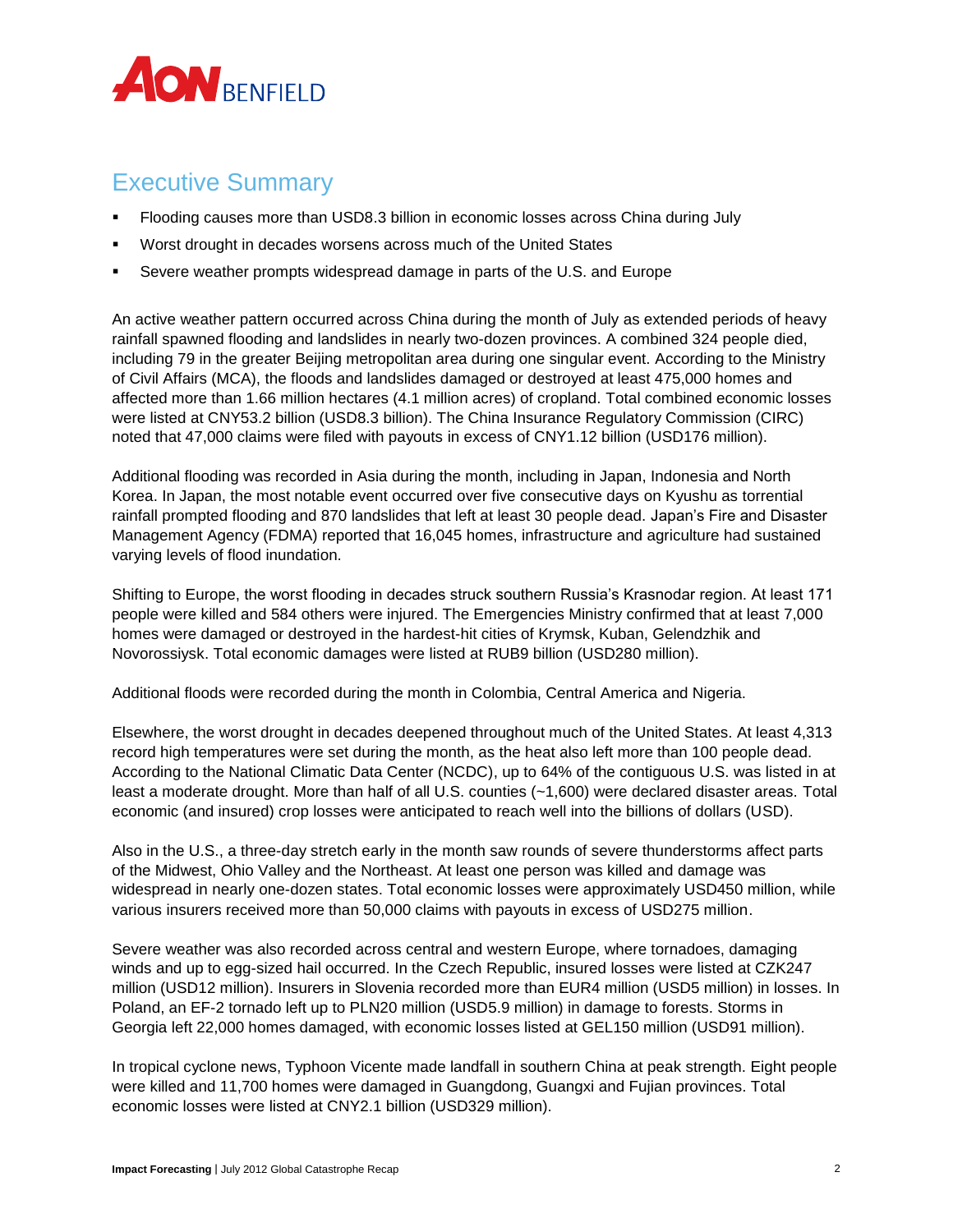## Executive Summary

- Flooding causes more than USD8.3 billion in economic losses across China during July
- Worst drought in decades worsens across much of the United States
- Severe weather prompts widespread damage in parts of the U.S. and Europe

An active weather pattern occurred across China during the month of July as extended periods of heavy rainfall spawned flooding and landslides in nearly two-dozen provinces. A combined 324 people died, including 79 in the greater Beijing metropolitan area during one singular event. According to the Ministry of Civil Affairs (MCA), the floods and landslides damaged or destroyed at least 475,000 homes and affected more than 1.66 million hectares (4.1 million acres) of cropland. Total combined economic losses were listed at CNY53.2 billion (USD8.3 billion). The China Insurance Regulatory Commission (CIRC) noted that 47,000 claims were filed with payouts in excess of CNY1.12 billion (USD176 million).

Additional flooding was recorded in Asia during the month, including in Japan, Indonesia and North Korea. In Japan, the most notable event occurred over five consecutive days on Kyushu as torrential rainfall prompted flooding and 870 landslides that left at least 30 people dead. Japan's Fire and Disaster Management Agency (FDMA) reported that 16,045 homes, infrastructure and agriculture had sustained varying levels of flood inundation.

Shifting to Europe, the worst flooding in decades struck southern Russia's Krasnodar region. At least 171 people were killed and 584 others were injured. The Emergencies Ministry confirmed that at least 7,000 homes were damaged or destroyed in the hardest-hit cities of Krymsk, Kuban, Gelendzhik and Novorossiysk. Total economic damages were listed at RUB9 billion (USD280 million).

Additional floods were recorded during the month in Colombia, Central America and Nigeria.

Elsewhere, the worst drought in decades deepened throughout much of the United States. At least 4,313 record high temperatures were set during the month, as the heat also left more than 100 people dead. According to the National Climatic Data Center (NCDC), up to 64% of the contiguous U.S. was listed in at least a moderate drought. More than half of all U.S. counties (~1,600) were declared disaster areas. Total economic (and insured) crop losses were anticipated to reach well into the billions of dollars (USD).

Also in the U.S., a three-day stretch early in the month saw rounds of severe thunderstorms affect parts of the Midwest, Ohio Valley and the Northeast. At least one person was killed and damage was widespread in nearly one-dozen states. Total economic losses were approximately USD450 million, while various insurers received more than 50,000 claims with payouts in excess of USD275 million.

Severe weather was also recorded across central and western Europe, where tornadoes, damaging winds and up to egg-sized hail occurred. In the Czech Republic, insured losses were listed at CZK247 million (USD12 million). Insurers in Slovenia recorded more than EUR4 million (USD5 million) in losses. In Poland, an EF-2 tornado left up to PLN20 million (USD5.9 million) in damage to forests. Storms in Georgia left 22,000 homes damaged, with economic losses listed at GEL150 million (USD91 million).

In tropical cyclone news, Typhoon Vicente made landfall in southern China at peak strength. Eight people were killed and 11,700 homes were damaged in Guangdong, Guangxi and Fujian provinces. Total economic losses were listed at CNY2.1 billion (USD329 million).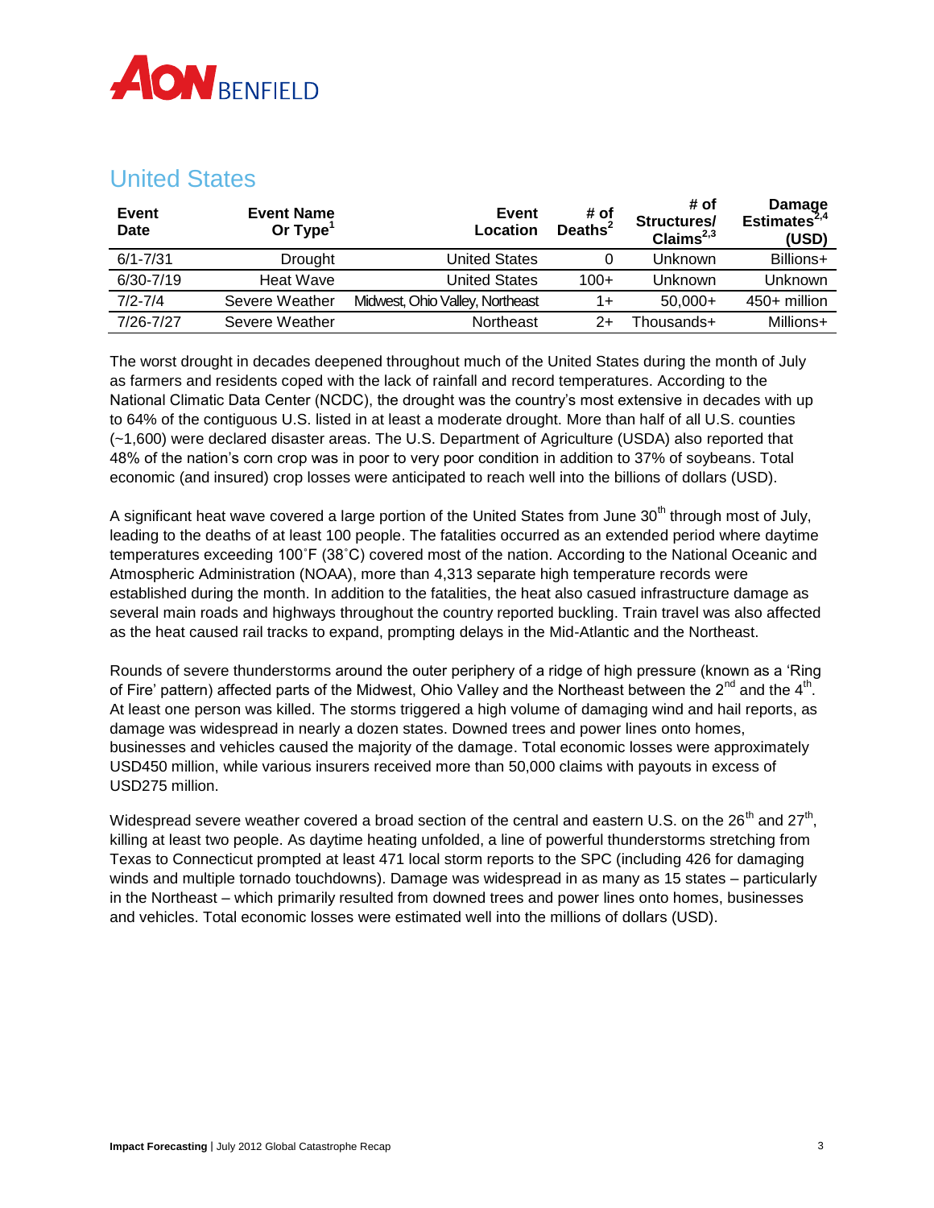## United States

| Event Date | Event Name Or Type[1] | Event Location | # of Deaths[2] | # of Structures/ Claims[2,3] | Damage Estimates[2,4] (USD) |
|---|---|---|---|---|---|
| 6/1-7/31 | Drought | United States | 0 | Unknown | Billions+ |
| 6/30-7/19 | Heat Wave | United States | 100+ | Unknown | Unknown |
| 7/2-7/4 | Severe Weather | Midwest, Ohio Valley, Northeast | 1+ | 50,000+ | 450+ million |
| 7/26-7/27 | Severe Weather | Northeast | 2+ | Thousands+ | Millions+ |

The worst drought in decades deepened throughout much of the United States during the month of July as farmers and residents coped with the lack of rainfall and record temperatures. According to the National Climatic Data Center (NCDC), the drought was the country's most extensive in decades with up to 64% of the contiguous U.S. listed in at least a moderate drought. More than half of all U.S. counties (~1,600) were declared disaster areas. The U.S. Department of Agriculture (USDA) also reported that 48% of the nation's corn crop was in poor to very poor condition in addition to 37% of soybeans. Total economic (and insured) crop losses were anticipated to reach well into the billions of dollars (USD).

A significant heat wave covered a large portion of the United States from June 30th through most of July, leading to the deaths of at least 100 people. The fatalities occurred as an extended period where daytime temperatures exceeding 100˚F (38˚C) covered most of the nation. According to the National Oceanic and Atmospheric Administration (NOAA), more than 4,313 separate high temperature records were established during the month. In addition to the fatalities, the heat also casued infrastructure damage as several main roads and highways throughout the country reported buckling. Train travel was also affected as the heat caused rail tracks to expand, prompting delays in the Mid-Atlantic and the Northeast.

Rounds of severe thunderstorms around the outer periphery of a ridge of high pressure (known as a 'Ring of Fire' pattern) affected parts of the Midwest, Ohio Valley and the Northeast between the 2nd and the 4th. At least one person was killed. The storms triggered a high volume of damaging wind and hail reports, as damage was widespread in nearly a dozen states. Downed trees and power lines onto homes, businesses and vehicles caused the majority of the damage. Total economic losses were approximately USD450 million, while various insurers received more than 50,000 claims with payouts in excess of USD275 million.

Widespread severe weather covered a broad section of the central and eastern U.S. on the 26th and 27th, killing at least two people. As daytime heating unfolded, a line of powerful thunderstorms stretching from Texas to Connecticut prompted at least 471 local storm reports to the SPC (including 426 for damaging winds and multiple tornado touchdowns). Damage was widespread in as many as 15 states – particularly in the Northeast – which primarily resulted from downed trees and power lines onto homes, businesses and vehicles. Total economic losses were estimated well into the millions of dollars (USD).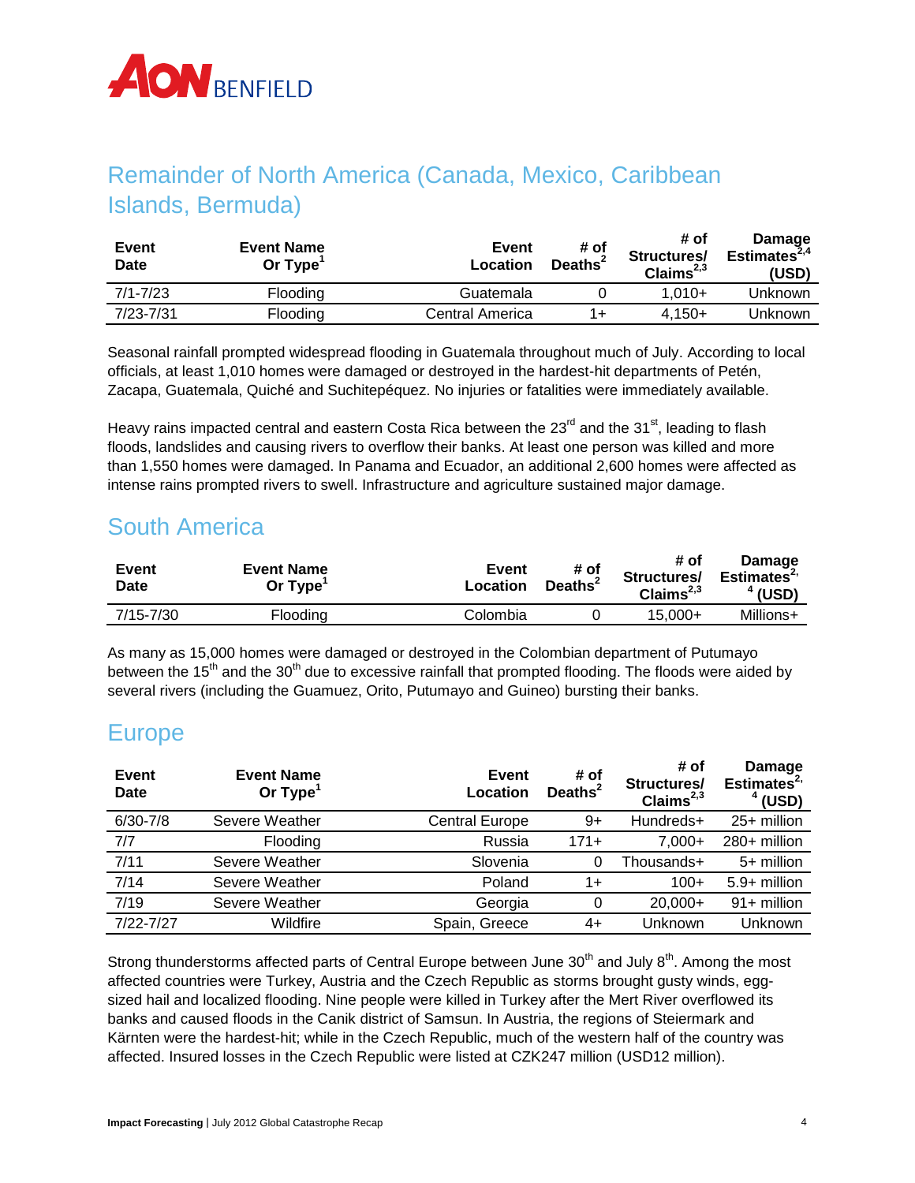## Remainder of North America (Canada, Mexico, Caribbean Islands, Bermuda)

| Event Date | Event Name Or Type[1] | Event Location | # of Deaths[2] | # of Structures/ Claims[2,3] | Damage Estimates[2,4] (USD) |
|---|---|---|---|---|---|
| 7/1-7/23 | Flooding | Guatemala | 0 | 1,010+ | Unknown |
| 7/23-7/31 | Flooding | Central America | 1+ | 4,150+ | Unknown |

Seasonal rainfall prompted widespread flooding in Guatemala throughout much of July. According to local officials, at least 1,010 homes were damaged or destroyed in the hardest-hit departments of Petén, Zacapa, Guatemala, Quiché and Suchitepéquez. No injuries or fatalities were immediately available.

Heavy rains impacted central and eastern Costa Rica between the 23rd and the 31st, leading to flash floods, landslides and causing rivers to overflow their banks. At least one person was killed and more than 1,550 homes were damaged. In Panama and Ecuador, an additional 2,600 homes were affected as intense rains prompted rivers to swell. Infrastructure and agriculture sustained major damage.

## South America

| Event Date | Event Name Or Type[1] | Event Location | # of Deaths[2] | # of Structures/ Claims[2,3] | Damage Estimates[2,4] (USD) |
|---|---|---|---|---|---|
| 7/15-7/30 | Flooding | Colombia | 0 | 15,000+ | Millions+ |

As many as 15,000 homes were damaged or destroyed in the Colombian department of Putumayo between the 15th and the 30th due to excessive rainfall that prompted flooding. The floods were aided by several rivers (including the Guamuez, Orito, Putumayo and Guineo) bursting their banks.

## Europe

| Event Date | Event Name Or Type[1] | Event Location | # of Deaths[2] | # of Structures/ Claims[2,3] | Damage Estimates[2,4] (USD) |
|---|---|---|---|---|---|
| 6/30-7/8 | Severe Weather | Central Europe | 9+ | Hundreds+ | 25+ million |
| 7/7 | Flooding | Russia | 171+ | 7,000+ | 280+ million |
| 7/11 | Severe Weather | Slovenia | 0 | Thousands+ | 5+ million |
| 7/14 | Severe Weather | Poland | 1+ | 100+ | 5.9+ million |
| 7/19 | Severe Weather | Georgia | 0 | 20,000+ | 91+ million |
| 7/22-7/27 | Wildfire | Spain, Greece | 4+ | Unknown | Unknown |

Strong thunderstorms affected parts of Central Europe between June 30th and July 8th. Among the most affected countries were Turkey, Austria and the Czech Republic as storms brought gusty winds, egg-sized hail and localized flooding. Nine people were killed in Turkey after the Mert River overflowed its banks and caused floods in the Canik district of Samsun. In Austria, the regions of Steiermark and Kärnten were the hardest-hit; while in the Czech Republic, much of the western half of the country was affected. Insured losses in the Czech Republic were listed at CZK247 million (USD12 million).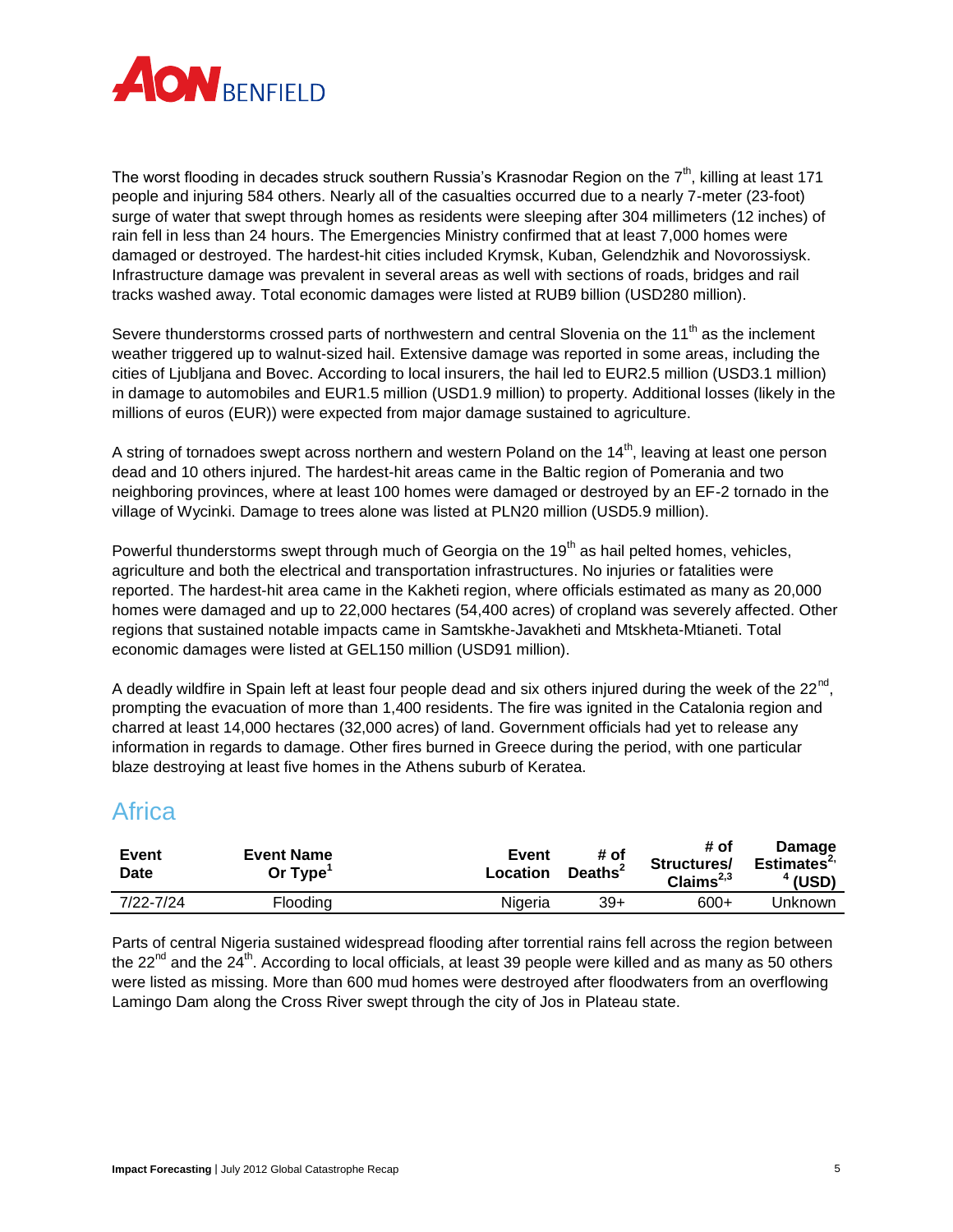The worst flooding in decades struck southern Russia's Krasnodar Region on the 7th, killing at least 171 people and injuring 584 others. Nearly all of the casualties occurred due to a nearly 7-meter (23-foot) surge of water that swept through homes as residents were sleeping after 304 millimeters (12 inches) of rain fell in less than 24 hours. The Emergencies Ministry confirmed that at least 7,000 homes were damaged or destroyed. The hardest-hit cities included Krymsk, Kuban, Gelendzhik and Novorossiysk. Infrastructure damage was prevalent in several areas as well with sections of roads, bridges and rail tracks washed away. Total economic damages were listed at RUB9 billion (USD280 million).

Severe thunderstorms crossed parts of northwestern and central Slovenia on the 11th as the inclement weather triggered up to walnut-sized hail. Extensive damage was reported in some areas, including the cities of Ljubljana and Bovec. According to local insurers, the hail led to EUR2.5 million (USD3.1 million) in damage to automobiles and EUR1.5 million (USD1.9 million) to property. Additional losses (likely in the millions of euros (EUR)) were expected from major damage sustained to agriculture.

A string of tornadoes swept across northern and western Poland on the 14th, leaving at least one person dead and 10 others injured. The hardest-hit areas came in the Baltic region of Pomerania and two neighboring provinces, where at least 100 homes were damaged or destroyed by an EF-2 tornado in the village of Wycinki. Damage to trees alone was listed at PLN20 million (USD5.9 million).

Powerful thunderstorms swept through much of Georgia on the 19th as hail pelted homes, vehicles, agriculture and both the electrical and transportation infrastructures. No injuries or fatalities were reported. The hardest-hit area came in the Kakheti region, where officials estimated as many as 20,000 homes were damaged and up to 22,000 hectares (54,400 acres) of cropland was severely affected. Other regions that sustained notable impacts came in Samtskhe-Javakheti and Mtskheta-Mtianeti. Total economic damages were listed at GEL150 million (USD91 million).

A deadly wildfire in Spain left at least four people dead and six others injured during the week of the 22nd, prompting the evacuation of more than 1,400 residents. The fire was ignited in the Catalonia region and charred at least 14,000 hectares (32,000 acres) of land. Government officials had yet to release any information in regards to damage. Other fires burned in Greece during the period, with one particular blaze destroying at least five homes in the Athens suburb of Keratea.

## Africa

| Event Date | Event Name Or Type[1] | Event Location | # of Deaths[2] | # of Structures/ Claims[2,3] | Damage Estimates[2,4] (USD) |
|---|---|---|---|---|---|
| 7/22-7/24 | Flooding | Nigeria | 39+ | 600+ | Unknown |

Parts of central Nigeria sustained widespread flooding after torrential rains fell across the region between the 22nd and the 24th. According to local officials, at least 39 people were killed and as many as 50 others were listed as missing. More than 600 mud homes were destroyed after floodwaters from an overflowing Lamingo Dam along the Cross River swept through the city of Jos in Plateau state.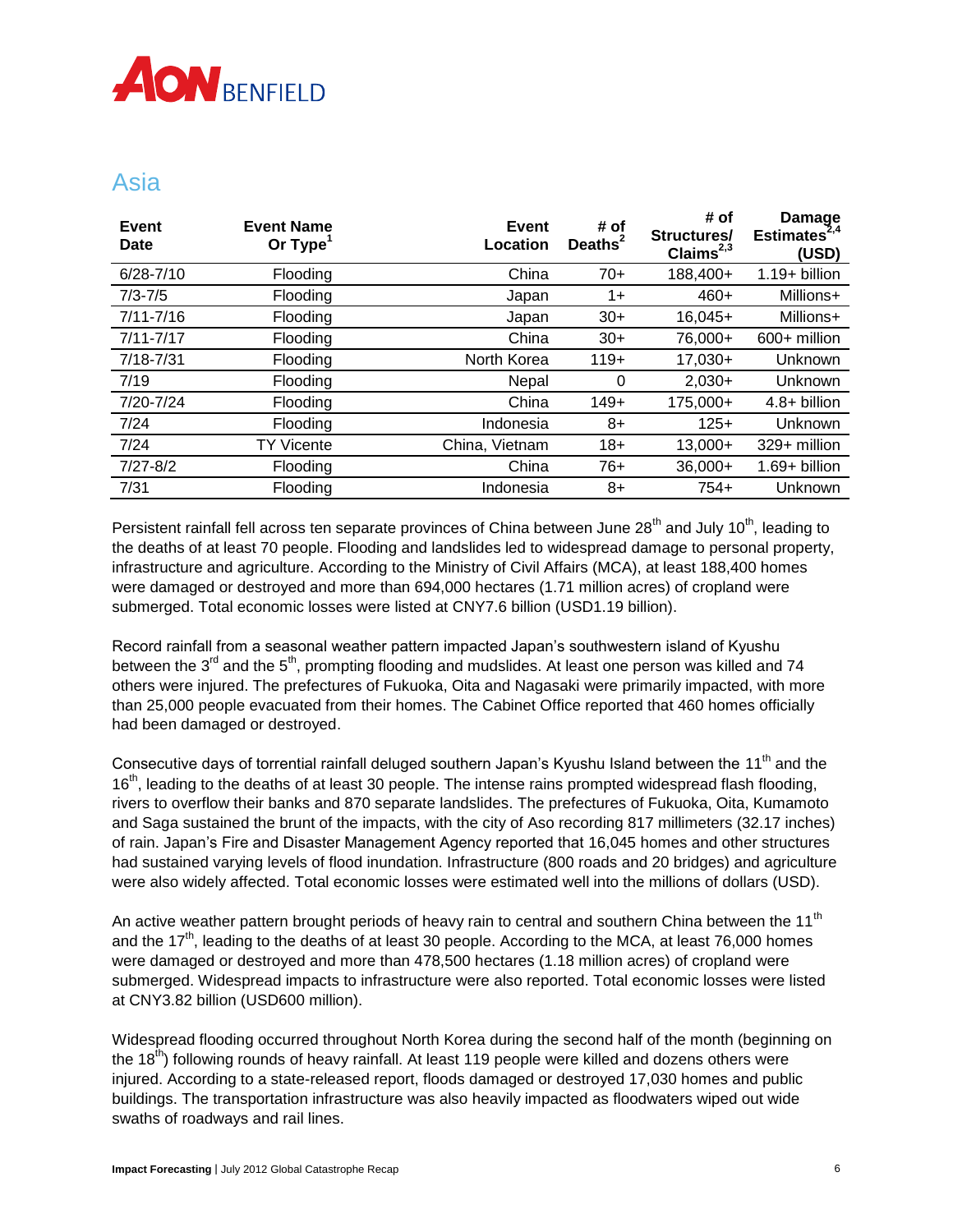## Asia

| Event Date | Event Name Or Type[1] | Event Location | # of Deaths[2] | # of Structures/ Claims[2,3] | Damage Estimates[2,4] (USD) |
|---|---|---|---|---|---|
| 6/28-7/10 | Flooding | China | 70+ | 188,400+ | 1.19+ billion |
| 7/3-7/5 | Flooding | Japan | 1+ | 460+ | Millions+ |
| 7/11-7/16 | Flooding | Japan | 30+ | 16,045+ | Millions+ |
| 7/11-7/17 | Flooding | China | 30+ | 76,000+ | 600+ million |
| 7/18-7/31 | Flooding | North Korea | 119+ | 17,030+ | Unknown |
| 7/19 | Flooding | Nepal | 0 | 2,030+ | Unknown |
| 7/20-7/24 | Flooding | China | 149+ | 175,000+ | 4.8+ billion |
| 7/24 | Flooding | Indonesia | 8+ | 125+ | Unknown |
| 7/24 | TY Vicente | China, Vietnam | 18+ | 13,000+ | 329+ million |
| 7/27-8/2 | Flooding | China | 76+ | 36,000+ | 1.69+ billion |
| 7/31 | Flooding | Indonesia | 8+ | 754+ | Unknown |

Persistent rainfall fell across ten separate provinces of China between June 28th and July 10th, leading to the deaths of at least 70 people. Flooding and landslides led to widespread damage to personal property, infrastructure and agriculture. According to the Ministry of Civil Affairs (MCA), at least 188,400 homes were damaged or destroyed and more than 694,000 hectares (1.71 million acres) of cropland were submerged. Total economic losses were listed at CNY7.6 billion (USD1.19 billion).

Record rainfall from a seasonal weather pattern impacted Japan's southwestern island of Kyushu between the 3rd and the 5th, prompting flooding and mudslides. At least one person was killed and 74 others were injured. The prefectures of Fukuoka, Oita and Nagasaki were primarily impacted, with more than 25,000 people evacuated from their homes. The Cabinet Office reported that 460 homes officially had been damaged or destroyed.

Consecutive days of torrential rainfall deluged southern Japan's Kyushu Island between the 11th and the 16th, leading to the deaths of at least 30 people. The intense rains prompted widespread flash flooding, rivers to overflow their banks and 870 separate landslides. The prefectures of Fukuoka, Oita, Kumamoto and Saga sustained the brunt of the impacts, with the city of Aso recording 817 millimeters (32.17 inches) of rain. Japan's Fire and Disaster Management Agency reported that 16,045 homes and other structures had sustained varying levels of flood inundation. Infrastructure (800 roads and 20 bridges) and agriculture were also widely affected. Total economic losses were estimated well into the millions of dollars (USD).

An active weather pattern brought periods of heavy rain to central and southern China between the 11th and the 17th, leading to the deaths of at least 30 people. According to the MCA, at least 76,000 homes were damaged or destroyed and more than 478,500 hectares (1.18 million acres) of cropland were submerged. Widespread impacts to infrastructure were also reported. Total economic losses were listed at CNY3.82 billion (USD600 million).

Widespread flooding occurred throughout North Korea during the second half of the month (beginning on the 18th) following rounds of heavy rainfall. At least 119 people were killed and dozens others were injured. According to a state-released report, floods damaged or destroyed 17,030 homes and public buildings. The transportation infrastructure was also heavily impacted as floodwaters wiped out wide swaths of roadways and rail lines.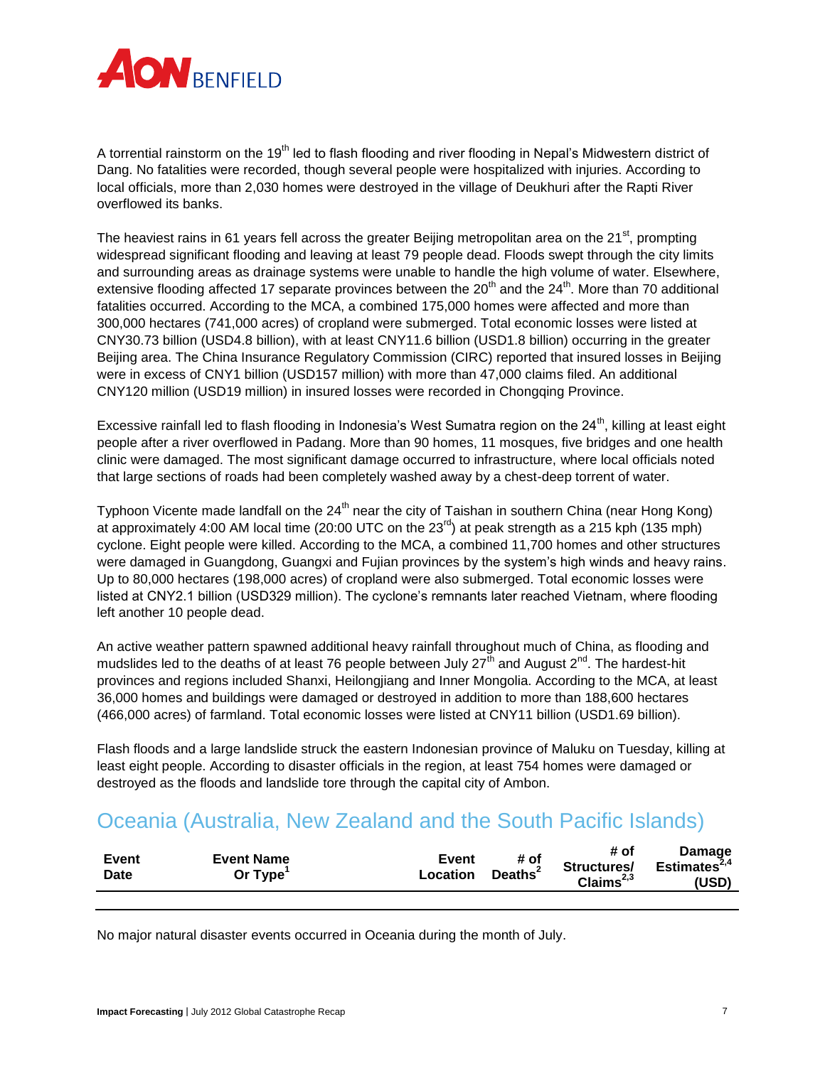A torrential rainstorm on the 19th led to flash flooding and river flooding in Nepal's Midwestern district of Dang. No fatalities were recorded, though several people were hospitalized with injuries. According to local officials, more than 2,030 homes were destroyed in the village of Deukhuri after the Rapti River overflowed its banks.

The heaviest rains in 61 years fell across the greater Beijing metropolitan area on the 21st, prompting widespread significant flooding and leaving at least 79 people dead. Floods swept through the city limits and surrounding areas as drainage systems were unable to handle the high volume of water. Elsewhere, extensive flooding affected 17 separate provinces between the 20th and the 24th. More than 70 additional fatalities occurred. According to the MCA, a combined 175,000 homes were affected and more than 300,000 hectares (741,000 acres) of cropland were submerged. Total economic losses were listed at CNY30.73 billion (USD4.8 billion), with at least CNY11.6 billion (USD1.8 billion) occurring in the greater Beijing area. The China Insurance Regulatory Commission (CIRC) reported that insured losses in Beijing were in excess of CNY1 billion (USD157 million) with more than 47,000 claims filed. An additional CNY120 million (USD19 million) in insured losses were recorded in Chongqing Province.

Excessive rainfall led to flash flooding in Indonesia's West Sumatra region on the 24th, killing at least eight people after a river overflowed in Padang. More than 90 homes, 11 mosques, five bridges and one health clinic were damaged. The most significant damage occurred to infrastructure, where local officials noted that large sections of roads had been completely washed away by a chest-deep torrent of water.

Typhoon Vicente made landfall on the 24th near the city of Taishan in southern China (near Hong Kong) at approximately 4:00 AM local time (20:00 UTC on the 23rd) at peak strength as a 215 kph (135 mph) cyclone. Eight people were killed. According to the MCA, a combined 11,700 homes and other structures were damaged in Guangdong, Guangxi and Fujian provinces by the system's high winds and heavy rains. Up to 80,000 hectares (198,000 acres) of cropland were also submerged. Total economic losses were listed at CNY2.1 billion (USD329 million). The cyclone's remnants later reached Vietnam, where flooding left another 10 people dead.

An active weather pattern spawned additional heavy rainfall throughout much of China, as flooding and mudslides led to the deaths of at least 76 people between July 27th and August 2nd. The hardest-hit provinces and regions included Shanxi, Heilongjiang and Inner Mongolia. According to the MCA, at least 36,000 homes and buildings were damaged or destroyed in addition to more than 188,600 hectares (466,000 acres) of farmland. Total economic losses were listed at CNY11 billion (USD1.69 billion).

Flash floods and a large landslide struck the eastern Indonesian province of Maluku on Tuesday, killing at least eight people. According to disaster officials in the region, at least 754 homes were damaged or destroyed as the floods and landslide tore through the capital city of Ambon.

## Oceania (Australia, New Zealand and the South Pacific Islands)

| Event Date | Event Name Or Type[1] | Event Location | # of Deaths[2] | # of Structures/ Claims[2,3] | Damage Estimates[2,4] (USD) |
|---|---|---|---|---|---|

No major natural disaster events occurred in Oceania during the month of July.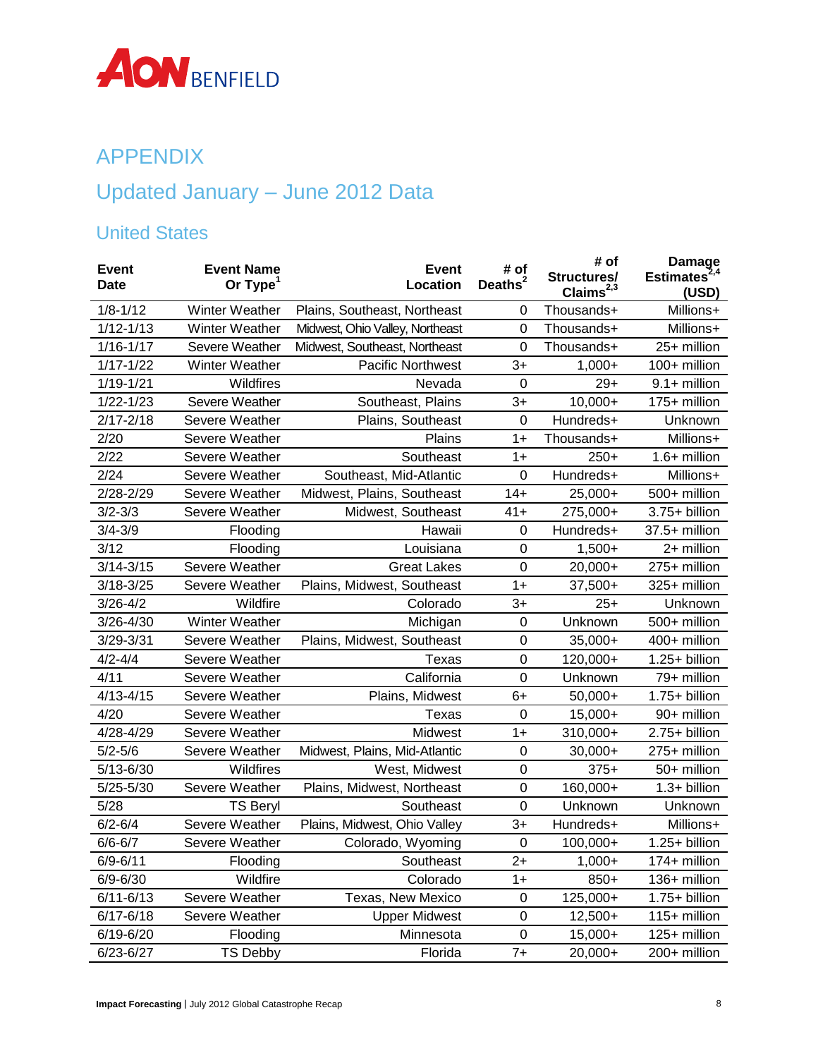# APPENDIX

## Updated January – June 2012 Data

### United States

| Event Date | Event Name Or Type[1] | Event Location | # of Deaths[2] | # of Structures/ Claims[2,3] | Damage Estimates[2,4] (USD) |
|---|---|---|---|---|---|
| 1/8-1/12 | Winter Weather | Plains, Southeast, Northeast | 0 | Thousands+ | Millions+ |
| 1/12-1/13 | Winter Weather | Midwest, Ohio Valley, Northeast | 0 | Thousands+ | Millions+ |
| 1/16-1/17 | Severe Weather | Midwest, Southeast, Northeast | 0 | Thousands+ | 25+ million |
| 1/17-1/22 | Winter Weather | Pacific Northwest | 3+ | 1,000+ | 100+ million |
| 1/19-1/21 | Wildfires | Nevada | 0 | 29+ | 9.1+ million |
| 1/22-1/23 | Severe Weather | Southeast, Plains | 3+ | 10,000+ | 175+ million |
| 2/17-2/18 | Severe Weather | Plains, Southeast | 0 | Hundreds+ | Unknown |
| 2/20 | Severe Weather | Plains | 1+ | Thousands+ | Millions+ |
| 2/22 | Severe Weather | Southeast | 1+ | 250+ | 1.6+ million |
| 2/24 | Severe Weather | Southeast, Mid-Atlantic | 0 | Hundreds+ | Millions+ |
| 2/28-2/29 | Severe Weather | Midwest, Plains, Southeast | 14+ | 25,000+ | 500+ million |
| 3/2-3/3 | Severe Weather | Midwest, Southeast | 41+ | 275,000+ | 3.75+ billion |
| 3/4-3/9 | Flooding | Hawaii | 0 | Hundreds+ | 37.5+ million |
| 3/12 | Flooding | Louisiana | 0 | 1,500+ | 2+ million |
| 3/14-3/15 | Severe Weather | Great Lakes | 0 | 20,000+ | 275+ million |
| 3/18-3/25 | Severe Weather | Plains, Midwest, Southeast | 1+ | 37,500+ | 325+ million |
| 3/26-4/2 | Wildfire | Colorado | 3+ | 25+ | Unknown |
| 3/26-4/30 | Winter Weather | Michigan | 0 | Unknown | 500+ million |
| 3/29-3/31 | Severe Weather | Plains, Midwest, Southeast | 0 | 35,000+ | 400+ million |
| 4/2-4/4 | Severe Weather | Texas | 0 | 120,000+ | 1.25+ billion |
| 4/11 | Severe Weather | California | 0 | Unknown | 79+ million |
| 4/13-4/15 | Severe Weather | Plains, Midwest | 6+ | 50,000+ | 1.75+ billion |
| 4/20 | Severe Weather | Texas | 0 | 15,000+ | 90+ million |
| 4/28-4/29 | Severe Weather | Midwest | 1+ | 310,000+ | 2.75+ billion |
| 5/2-5/6 | Severe Weather | Midwest, Plains, Mid-Atlantic | 0 | 30,000+ | 275+ million |
| 5/13-6/30 | Wildfires | West, Midwest | 0 | 375+ | 50+ million |
| 5/25-5/30 | Severe Weather | Plains, Midwest, Northeast | 0 | 160,000+ | 1.3+ billion |
| 5/28 | TS Beryl | Southeast | 0 | Unknown | Unknown |
| 6/2-6/4 | Severe Weather | Plains, Midwest, Ohio Valley | 3+ | Hundreds+ | Millions+ |
| 6/6-6/7 | Severe Weather | Colorado, Wyoming | 0 | 100,000+ | 1.25+ billion |
| 6/9-6/11 | Flooding | Southeast | 2+ | 1,000+ | 174+ million |
| 6/9-6/30 | Wildfire | Colorado | 1+ | 850+ | 136+ million |
| 6/11-6/13 | Severe Weather | Texas, New Mexico | 0 | 125,000+ | 1.75+ billion |
| 6/17-6/18 | Severe Weather | Upper Midwest | 0 | 12,500+ | 115+ million |
| 6/19-6/20 | Flooding | Minnesota | 0 | 15,000+ | 125+ million |
| 6/23-6/27 | TS Debby | Florida | 7+ | 20,000+ | 200+ million |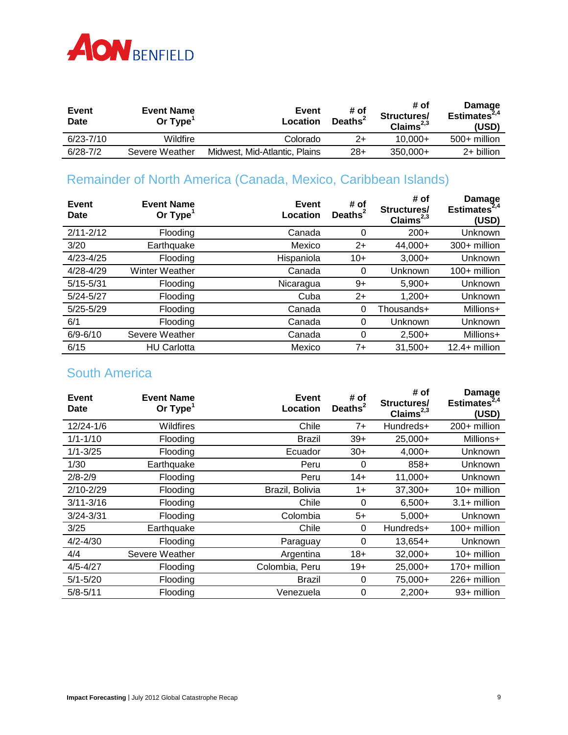| Event Date | Event Name Or Type[1] | Event Location | # of Deaths[2] | # of Structures/ Claims[2,3] | Damage Estimates[2,4] (USD) |
|---|---|---|---|---|---|
| 6/23-7/10 | Wildfire | Colorado | 2+ | 10,000+ | 500+ million |
| 6/28-7/2 | Severe Weather | Midwest, Mid-Atlantic, Plains | 28+ | 350,000+ | 2+ billion |

## Remainder of North America (Canada, Mexico, Caribbean Islands)

| Event Date | Event Name Or Type[1] | Event Location | # of Deaths[2] | # of Structures/ Claims[2,3] | Damage Estimates[2,4] (USD) |
|---|---|---|---|---|---|
| 2/11-2/12 | Flooding | Canada | 0 | 200+ | Unknown |
| 3/20 | Earthquake | Mexico | 2+ | 44,000+ | 300+ million |
| 4/23-4/25 | Flooding | Hispaniola | 10+ | 3,000+ | Unknown |
| 4/28-4/29 | Winter Weather | Canada | 0 | Unknown | 100+ million |
| 5/15-5/31 | Flooding | Nicaragua | 9+ | 5,900+ | Unknown |
| 5/24-5/27 | Flooding | Cuba | 2+ | 1,200+ | Unknown |
| 5/25-5/29 | Flooding | Canada | 0 | Thousands+ | Millions+ |
| 6/1 | Flooding | Canada | 0 | Unknown | Unknown |
| 6/9-6/10 | Severe Weather | Canada | 0 | 2,500+ | Millions+ |
| 6/15 | HU Carlotta | Mexico | 7+ | 31,500+ | 12.4+ million |

## South America

| Event Date | Event Name Or Type[1] | Event Location | # of Deaths[2] | # of Structures/ Claims[2,3] | Damage Estimates[2,4] (USD) |
|---|---|---|---|---|---|
| 12/24-1/6 | Wildfires | Chile | 7+ | Hundreds+ | 200+ million |
| 1/1-1/10 | Flooding | Brazil | 39+ | 25,000+ | Millions+ |
| 1/1-3/25 | Flooding | Ecuador | 30+ | 4,000+ | Unknown |
| 1/30 | Earthquake | Peru | 0 | 858+ | Unknown |
| 2/8-2/9 | Flooding | Peru | 14+ | 11,000+ | Unknown |
| 2/10-2/29 | Flooding | Brazil, Bolivia | 1+ | 37,300+ | 10+ million |
| 3/11-3/16 | Flooding | Chile | 0 | 6,500+ | 3.1+ million |
| 3/24-3/31 | Flooding | Colombia | 5+ | 5,000+ | Unknown |
| 3/25 | Earthquake | Chile | 0 | Hundreds+ | 100+ million |
| 4/2-4/30 | Flooding | Paraguay | 0 | 13,654+ | Unknown |
| 4/4 | Severe Weather | Argentina | 18+ | 32,000+ | 10+ million |
| 4/5-4/27 | Flooding | Colombia, Peru | 19+ | 25,000+ | 170+ million |
| 5/1-5/20 | Flooding | Brazil | 0 | 75,000+ | 226+ million |
| 5/8-5/11 | Flooding | Venezuela | 0 | 2,200+ | 93+ million |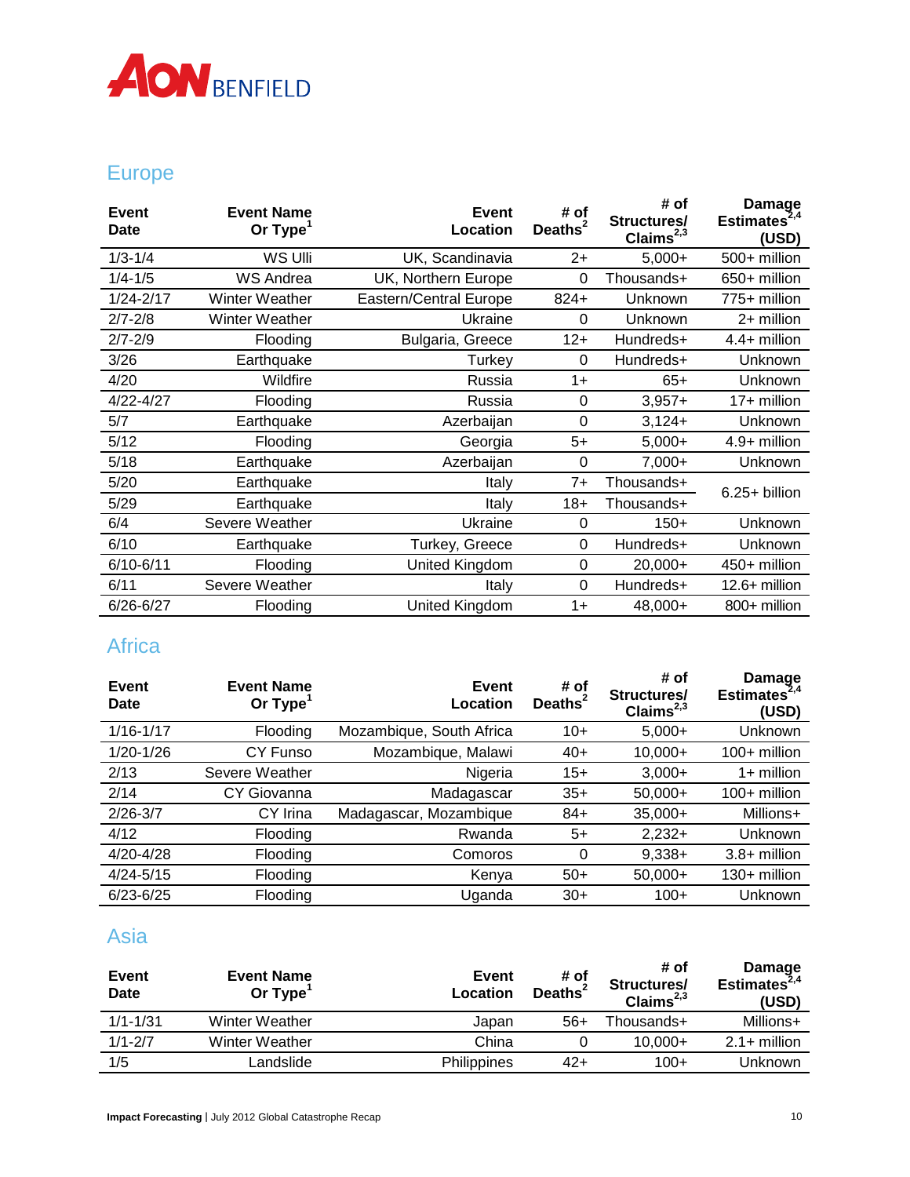## Europe

| Event Date | Event Name Or Type[1] | Event Location | # of Deaths[2] | # of Structures/ Claims[2,3] | Damage Estimates[2,4] (USD) |
|---|---|---|---|---|---|
| 1/3-1/4 | WS Ulli | UK, Scandinavia | 2+ | 5,000+ | 500+ million |
| 1/4-1/5 | WS Andrea | UK, Northern Europe | 0 | Thousands+ | 650+ million |
| 1/24-2/17 | Winter Weather | Eastern/Central Europe | 824+ | Unknown | 775+ million |
| 2/7-2/8 | Winter Weather | Ukraine | 0 | Unknown | 2+ million |
| 2/7-2/9 | Flooding | Bulgaria, Greece | 12+ | Hundreds+ | 4.4+ million |
| 3/26 | Earthquake | Turkey | 0 | Hundreds+ | Unknown |
| 4/20 | Wildfire | Russia | 1+ | 65+ | Unknown |
| 4/22-4/27 | Flooding | Russia | 0 | 3,957+ | 17+ million |
| 5/7 | Earthquake | Azerbaijan | 0 | 3,124+ | Unknown |
| 5/12 | Flooding | Georgia | 5+ | 5,000+ | 4.9+ million |
| 5/18 | Earthquake | Azerbaijan | 0 | 7,000+ | Unknown |
| 5/20 | Earthquake | Italy | 7+ | Thousands+ | 6.25+ billion |
| 5/29 | Earthquake | Italy | 18+ | Thousands+ | |
| 6/4 | Severe Weather | Ukraine | 0 | 150+ | Unknown |
| 6/10 | Earthquake | Turkey, Greece | 0 | Hundreds+ | Unknown |
| 6/10-6/11 | Flooding | United Kingdom | 0 | 20,000+ | 450+ million |
| 6/11 | Severe Weather | Italy | 0 | Hundreds+ | 12.6+ million |
| 6/26-6/27 | Flooding | United Kingdom | 1+ | 48,000+ | 800+ million |

## Africa

| Event Date | Event Name Or Type[1] | Event Location | # of Deaths[2] | # of Structures/ Claims[2,3] | Damage Estimates[2,4] (USD) |
|---|---|---|---|---|---|
| 1/16-1/17 | Flooding | Mozambique, South Africa | 10+ | 5,000+ | Unknown |
| 1/20-1/26 | CY Funso | Mozambique, Malawi | 40+ | 10,000+ | 100+ million |
| 2/13 | Severe Weather | Nigeria | 15+ | 3,000+ | 1+ million |
| 2/14 | CY Giovanna | Madagascar | 35+ | 50,000+ | 100+ million |
| 2/26-3/7 | CY Irina | Madagascar, Mozambique | 84+ | 35,000+ | Millions+ |
| 4/12 | Flooding | Rwanda | 5+ | 2,232+ | Unknown |
| 4/20-4/28 | Flooding | Comoros | 0 | 9,338+ | 3.8+ million |
| 4/24-5/15 | Flooding | Kenya | 50+ | 50,000+ | 130+ million |
| 6/23-6/25 | Flooding | Uganda | 30+ | 100+ | Unknown |

## Asia

| Event Date | Event Name Or Type[1] | Event Location | # of Deaths[2] | # of Structures/ Claims[2,3] | Damage Estimates[2,4] (USD) |
|---|---|---|---|---|---|
| 1/1-1/31 | Winter Weather | Japan | 56+ | Thousands+ | Millions+ |
| 1/1-2/7 | Winter Weather | China | 0 | 10,000+ | 2.1+ million |
| 1/5 | Landslide | Philippines | 42+ | 100+ | Unknown |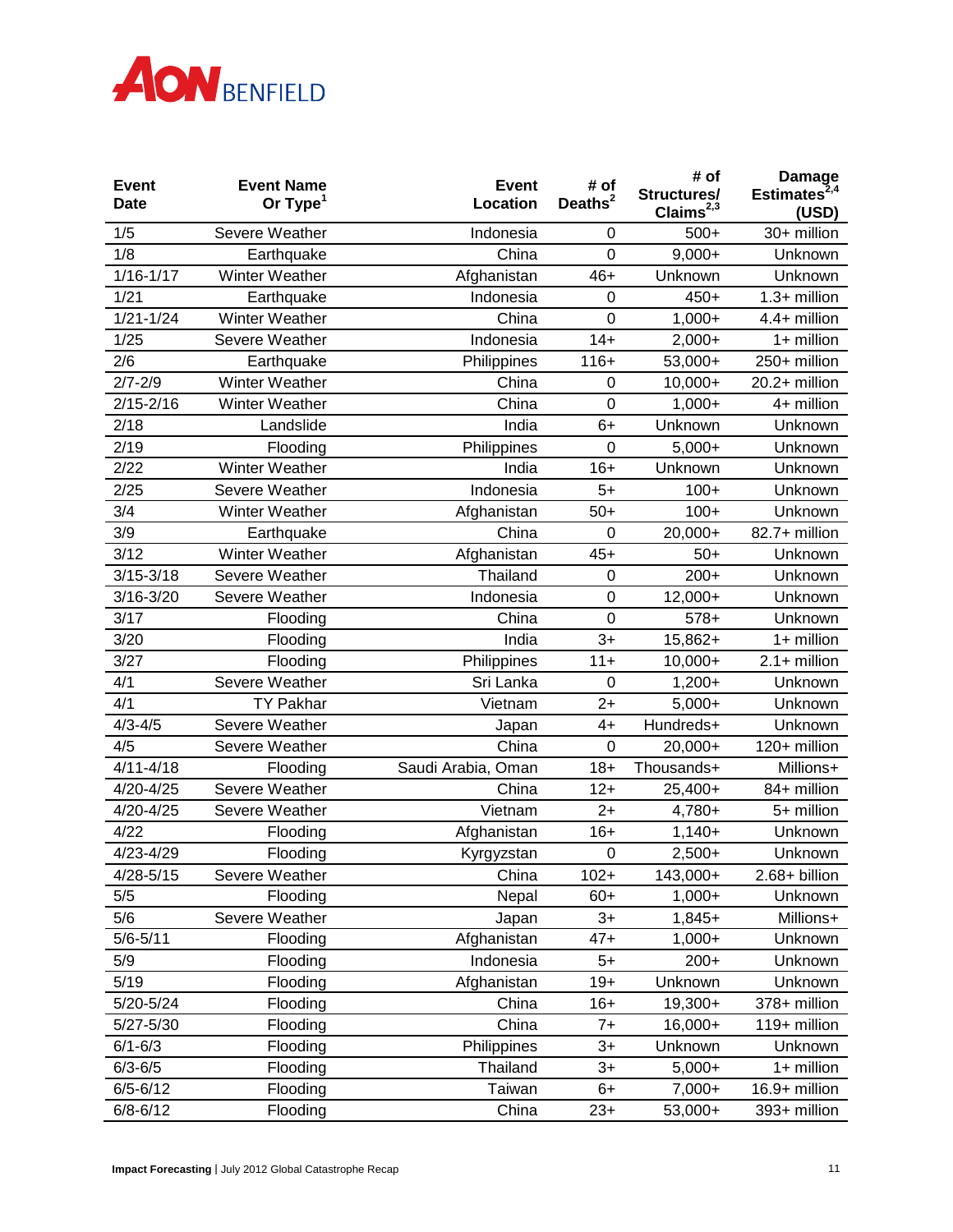| Event Date | Event Name Or Type[1] | Event Location | # of Deaths[2] | # of Structures/ Claims[2,3] | Damage Estimates[2,4] (USD) |
|---|---|---|---|---|---|
| 1/5 | Severe Weather | Indonesia | 0 | 500+ | 30+ million |
| 1/8 | Earthquake | China | 0 | 9,000+ | Unknown |
| 1/16-1/17 | Winter Weather | Afghanistan | 46+ | Unknown | Unknown |
| 1/21 | Earthquake | Indonesia | 0 | 450+ | 1.3+ million |
| 1/21-1/24 | Winter Weather | China | 0 | 1,000+ | 4.4+ million |
| 1/25 | Severe Weather | Indonesia | 14+ | 2,000+ | 1+ million |
| 2/6 | Earthquake | Philippines | 116+ | 53,000+ | 250+ million |
| 2/7-2/9 | Winter Weather | China | 0 | 10,000+ | 20.2+ million |
| 2/15-2/16 | Winter Weather | China | 0 | 1,000+ | 4+ million |
| 2/18 | Landslide | India | 6+ | Unknown | Unknown |
| 2/19 | Flooding | Philippines | 0 | 5,000+ | Unknown |
| 2/22 | Winter Weather | India | 16+ | Unknown | Unknown |
| 2/25 | Severe Weather | Indonesia | 5+ | 100+ | Unknown |
| 3/4 | Winter Weather | Afghanistan | 50+ | 100+ | Unknown |
| 3/9 | Earthquake | China | 0 | 20,000+ | 82.7+ million |
| 3/12 | Winter Weather | Afghanistan | 45+ | 50+ | Unknown |
| 3/15-3/18 | Severe Weather | Thailand | 0 | 200+ | Unknown |
| 3/16-3/20 | Severe Weather | Indonesia | 0 | 12,000+ | Unknown |
| 3/17 | Flooding | China | 0 | 578+ | Unknown |
| 3/20 | Flooding | India | 3+ | 15,862+ | 1+ million |
| 3/27 | Flooding | Philippines | 11+ | 10,000+ | 2.1+ million |
| 4/1 | Severe Weather | Sri Lanka | 0 | 1,200+ | Unknown |
| 4/1 | TY Pakhar | Vietnam | 2+ | 5,000+ | Unknown |
| 4/3-4/5 | Severe Weather | Japan | 4+ | Hundreds+ | Unknown |
| 4/5 | Severe Weather | China | 0 | 20,000+ | 120+ million |
| 4/11-4/18 | Flooding | Saudi Arabia, Oman | 18+ | Thousands+ | Millions+ |
| 4/20-4/25 | Severe Weather | China | 12+ | 25,400+ | 84+ million |
| 4/20-4/25 | Severe Weather | Vietnam | 2+ | 4,780+ | 5+ million |
| 4/22 | Flooding | Afghanistan | 16+ | 1,140+ | Unknown |
| 4/23-4/29 | Flooding | Kyrgyzstan | 0 | 2,500+ | Unknown |
| 4/28-5/15 | Severe Weather | China | 102+ | 143,000+ | 2.68+ billion |
| 5/5 | Flooding | Nepal | 60+ | 1,000+ | Unknown |
| 5/6 | Severe Weather | Japan | 3+ | 1,845+ | Millions+ |
| 5/6-5/11 | Flooding | Afghanistan | 47+ | 1,000+ | Unknown |
| 5/9 | Flooding | Indonesia | 5+ | 200+ | Unknown |
| 5/19 | Flooding | Afghanistan | 19+ | Unknown | Unknown |
| 5/20-5/24 | Flooding | China | 16+ | 19,300+ | 378+ million |
| 5/27-5/30 | Flooding | China | 7+ | 16,000+ | 119+ million |
| 6/1-6/3 | Flooding | Philippines | 3+ | Unknown | Unknown |
| 6/3-6/5 | Flooding | Thailand | 3+ | 5,000+ | 1+ million |
| 6/5-6/12 | Flooding | Taiwan | 6+ | 7,000+ | 16.9+ million |
| 6/8-6/12 | Flooding | China | 23+ | 53,000+ | 393+ million |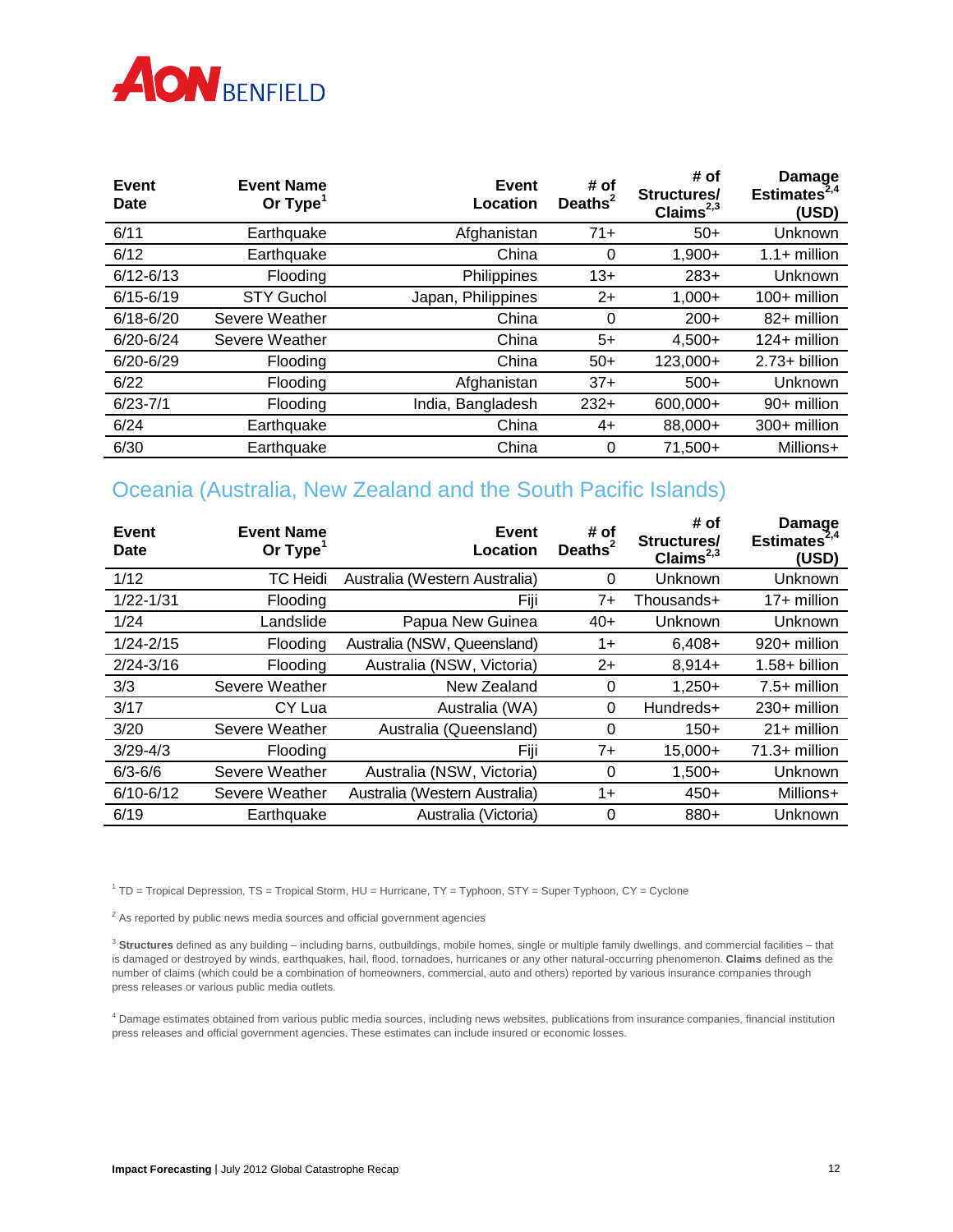| Event Date | Event Name Or Type[1] | Event Location | # of Deaths[2] | # of Structures/ Claims[2,3] | Damage Estimates[2,4] (USD) |
|---|---|---|---|---|---|
| 6/11 | Earthquake | Afghanistan | 71+ | 50+ | Unknown |
| 6/12 | Earthquake | China | 0 | 1,900+ | 1.1+ million |
| 6/12-6/13 | Flooding | Philippines | 13+ | 283+ | Unknown |
| 6/15-6/19 | STY Guchol | Japan, Philippines | 2+ | 1,000+ | 100+ million |
| 6/18-6/20 | Severe Weather | China | 0 | 200+ | 82+ million |
| 6/20-6/24 | Severe Weather | China | 5+ | 4,500+ | 124+ million |
| 6/20-6/29 | Flooding | China | 50+ | 123,000+ | 2.73+ billion |
| 6/22 | Flooding | Afghanistan | 37+ | 500+ | Unknown |
| 6/23-7/1 | Flooding | India, Bangladesh | 232+ | 600,000+ | 90+ million |
| 6/24 | Earthquake | China | 4+ | 88,000+ | 300+ million |
| 6/30 | Earthquake | China | 0 | 71,500+ | Millions+ |

## Oceania (Australia, New Zealand and the South Pacific Islands)

| Event Date | Event Name Or Type[1] | Event Location | # of Deaths[2] | # of Structures/ Claims[2,3] | Damage Estimates[2,4] (USD) |
|---|---|---|---|---|---|
| 1/12 | TC Heidi | Australia (Western Australia) | 0 | Unknown | Unknown |
| 1/22-1/31 | Flooding | Fiji | 7+ | Thousands+ | 17+ million |
| 1/24 | Landslide | Papua New Guinea | 40+ | Unknown | Unknown |
| 1/24-2/15 | Flooding | Australia (NSW, Queensland) | 1+ | 6,408+ | 920+ million |
| 2/24-3/16 | Flooding | Australia (NSW, Victoria) | 2+ | 8,914+ | 1.58+ billion |
| 3/3 | Severe Weather | New Zealand | 0 | 1,250+ | 7.5+ million |
| 3/17 | CY Lua | Australia (WA) | 0 | Hundreds+ | 230+ million |
| 3/20 | Severe Weather | Australia (Queensland) | 0 | 150+ | 21+ million |
| 3/29-4/3 | Flooding | Fiji | 7+ | 15,000+ | 71.3+ million |
| 6/3-6/6 | Severe Weather | Australia (NSW, Victoria) | 0 | 1,500+ | Unknown |
| 6/10-6/12 | Severe Weather | Australia (Western Australia) | 1+ | 450+ | Millions+ |
| 6/19 | Earthquake | Australia (Victoria) | 0 | 880+ | Unknown |

[1] TD = Tropical Depression, TS = Tropical Storm, HU = Hurricane, TY = Typhoon, STY = Super Typhoon, CY = Cyclone

[2] As reported by public news media sources and official government agencies

[3] **Structures** defined as any building – including barns, outbuildings, mobile homes, single or multiple family dwellings, and commercial facilities – that is damaged or destroyed by winds, earthquakes, hail, flood, tornadoes, hurricanes or any other natural-occurring phenomenon. **Claims** defined as the number of claims (which could be a combination of homeowners, commercial, auto and others) reported by various insurance companies through press releases or various public media outlets.

[4] Damage estimates obtained from various public media sources, including news websites, publications from insurance companies, financial institution press releases and official government agencies. These estimates can include insured or economic losses.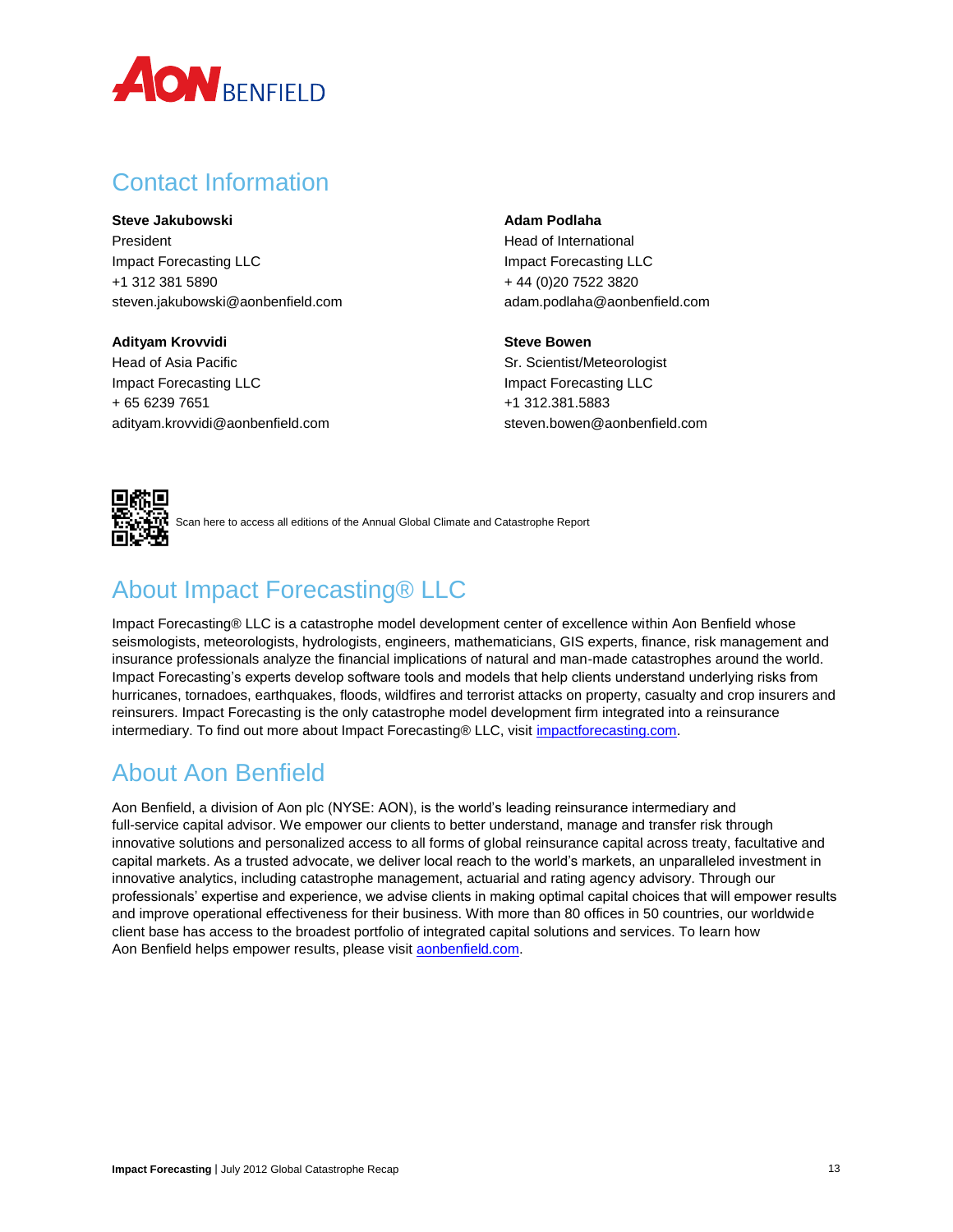## Contact Information

**Steve Jakubowski**
President
Impact Forecasting LLC
+1 312 381 5890
steven.jakubowski@aonbenfield.com

**Adam Podlaha**
Head of International
Impact Forecasting LLC
+ 44 (0)20 7522 3820
adam.podlaha@aonbenfield.com

**Adityam Krovvidi**
Head of Asia Pacific
Impact Forecasting LLC
+ 65 6239 7651
adityam.krovvidi@aonbenfield.com

**Steve Bowen**
Sr. Scientist/Meteorologist
Impact Forecasting LLC
+1 312.381.5883
steven.bowen@aonbenfield.com

Scan here to access all editions of the Annual Global Climate and Catastrophe Report

## About Impact Forecasting® LLC

Impact Forecasting® LLC is a catastrophe model development center of excellence within Aon Benfield whose seismologists, meteorologists, hydrologists, engineers, mathematicians, GIS experts, finance, risk management and insurance professionals analyze the financial implications of natural and man-made catastrophes around the world. Impact Forecasting's experts develop software tools and models that help clients understand underlying risks from hurricanes, tornadoes, earthquakes, floods, wildfires and terrorist attacks on property, casualty and crop insurers and reinsurers. Impact Forecasting is the only catastrophe model development firm integrated into a reinsurance intermediary. To find out more about Impact Forecasting® LLC, visit impactforecasting.com.

## About Aon Benfield

Aon Benfield, a division of Aon plc (NYSE: AON), is the world's leading reinsurance intermediary and full-service capital advisor. We empower our clients to better understand, manage and transfer risk through innovative solutions and personalized access to all forms of global reinsurance capital across treaty, facultative and capital markets. As a trusted advocate, we deliver local reach to the world's markets, an unparalleled investment in innovative analytics, including catastrophe management, actuarial and rating agency advisory. Through our professionals' expertise and experience, we advise clients in making optimal capital choices that will empower results and improve operational effectiveness for their business. With more than 80 offices in 50 countries, our worldwide client base has access to the broadest portfolio of integrated capital solutions and services. To learn how Aon Benfield helps empower results, please visit aonbenfield.com.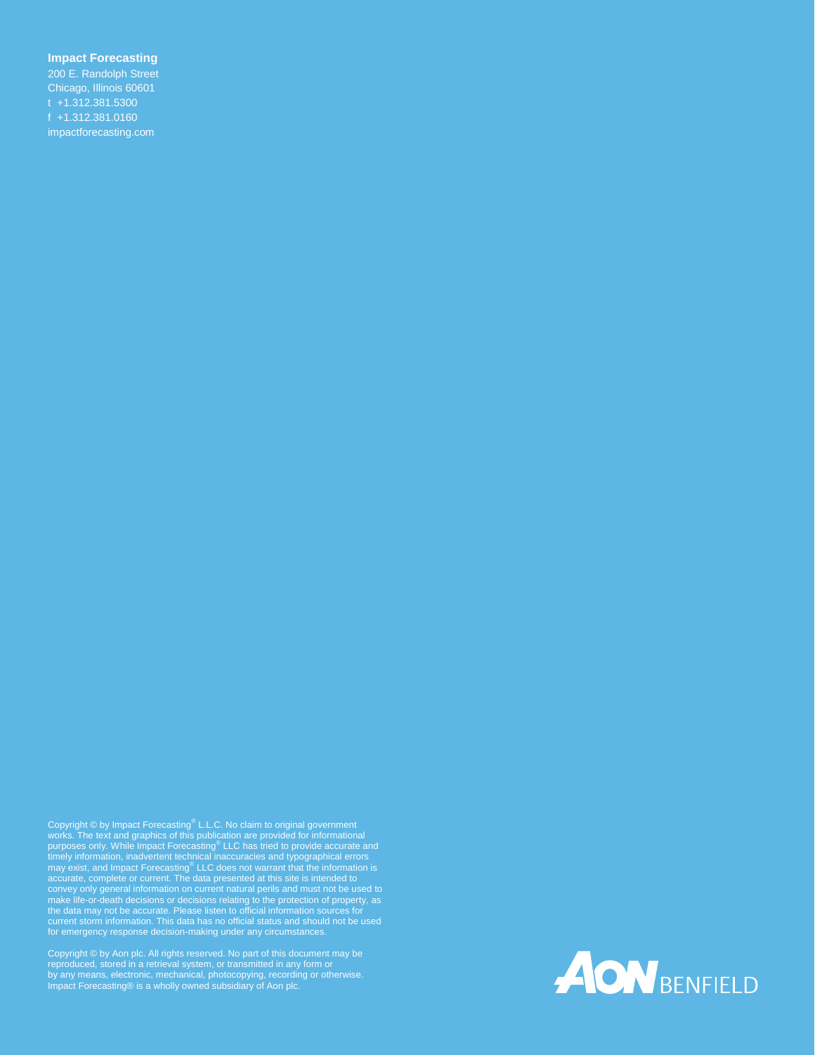**Impact Forecasting**

200 E. Randolph Street
Chicago, Illinois 60601
t +1.312.381.5300
f +1.312.381.0160
impactforecasting.com

Copyright © by Impact Forecasting® L.L.C. No claim to original government works. The text and graphics of this publication are provided for informational purposes only. While Impact Forecasting® LLC has tried to provide accurate and timely information, inadvertent technical inaccuracies and typographical errors may exist, and Impact Forecasting® LLC does not warrant that the information is accurate, complete or current. The data presented at this site is intended to convey only general information on current natural perils and must not be used to make life-or-death decisions or decisions relating to the protection of property, as the data may not be accurate. Please listen to official information sources for current storm information. This data has no official status and should not be used for emergency response decision-making under any circumstances.

Copyright © by Aon plc. All rights reserved. No part of this document may be reproduced, stored in a retrieval system, or transmitted in any form or by any means, electronic, mechanical, photocopying, recording or otherwise. Impact Forecasting® is a wholly owned subsidiary of Aon plc.

AON BENFIELD